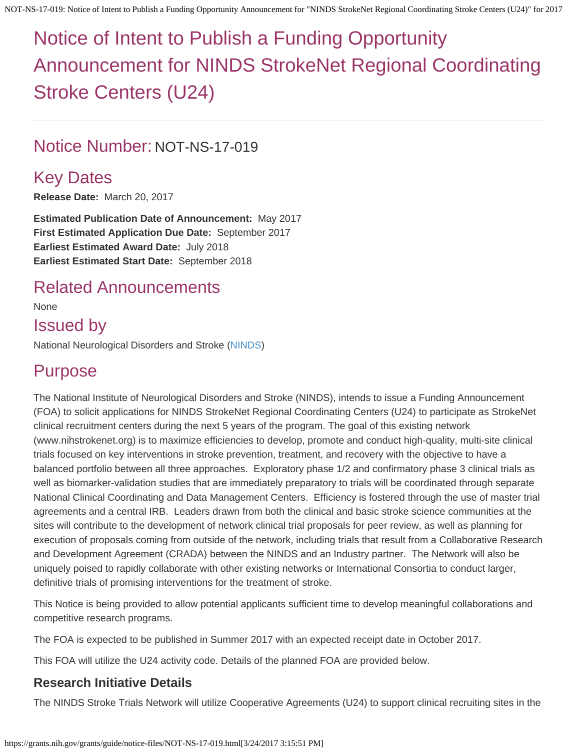# Notice of Intent to Publish a Funding Opportunity Announcement for NINDS StrokeNet Regional Coordinating Stroke Centers (U24)

## Notice Number: NOT-NS-17-019

## Key Dates

**Release Date:** March 20, 2017

**Estimated Publication Date of Announcement:** May 2017
**First Estimated Application Due Date:** September 2017
**Earliest Estimated Award Date:** July 2018
**Earliest Estimated Start Date:** September 2018

## Related Announcements

None

## Issued by

National Neurological Disorders and Stroke (NINDS)

## Purpose

The National Institute of Neurological Disorders and Stroke (NINDS), intends to issue a Funding Announcement (FOA) to solicit applications for NINDS StrokeNet Regional Coordinating Centers (U24) to participate as StrokeNet clinical recruitment centers during the next 5 years of the program. The goal of this existing network (www.nihstrokenet.org) is to maximize efficiencies to develop, promote and conduct high-quality, multi-site clinical trials focused on key interventions in stroke prevention, treatment, and recovery with the objective to have a balanced portfolio between all three approaches. Exploratory phase 1/2 and confirmatory phase 3 clinical trials as well as biomarker-validation studies that are immediately preparatory to trials will be coordinated through separate National Clinical Coordinating and Data Management Centers. Efficiency is fostered through the use of master trial agreements and a central IRB. Leaders drawn from both the clinical and basic stroke science communities at the sites will contribute to the development of network clinical trial proposals for peer review, as well as planning for execution of proposals coming from outside of the network, including trials that result from a Collaborative Research and Development Agreement (CRADA) between the NINDS and an Industry partner. The Network will also be uniquely poised to rapidly collaborate with other existing networks or International Consortia to conduct larger, definitive trials of promising interventions for the treatment of stroke.

This Notice is being provided to allow potential applicants sufficient time to develop meaningful collaborations and competitive research programs.

The FOA is expected to be published in Summer 2017 with an expected receipt date in October 2017.

This FOA will utilize the U24 activity code. Details of the planned FOA are provided below.

### Research Initiative Details

The NINDS Stroke Trials Network will utilize Cooperative Agreements (U24) to support clinical recruiting sites in the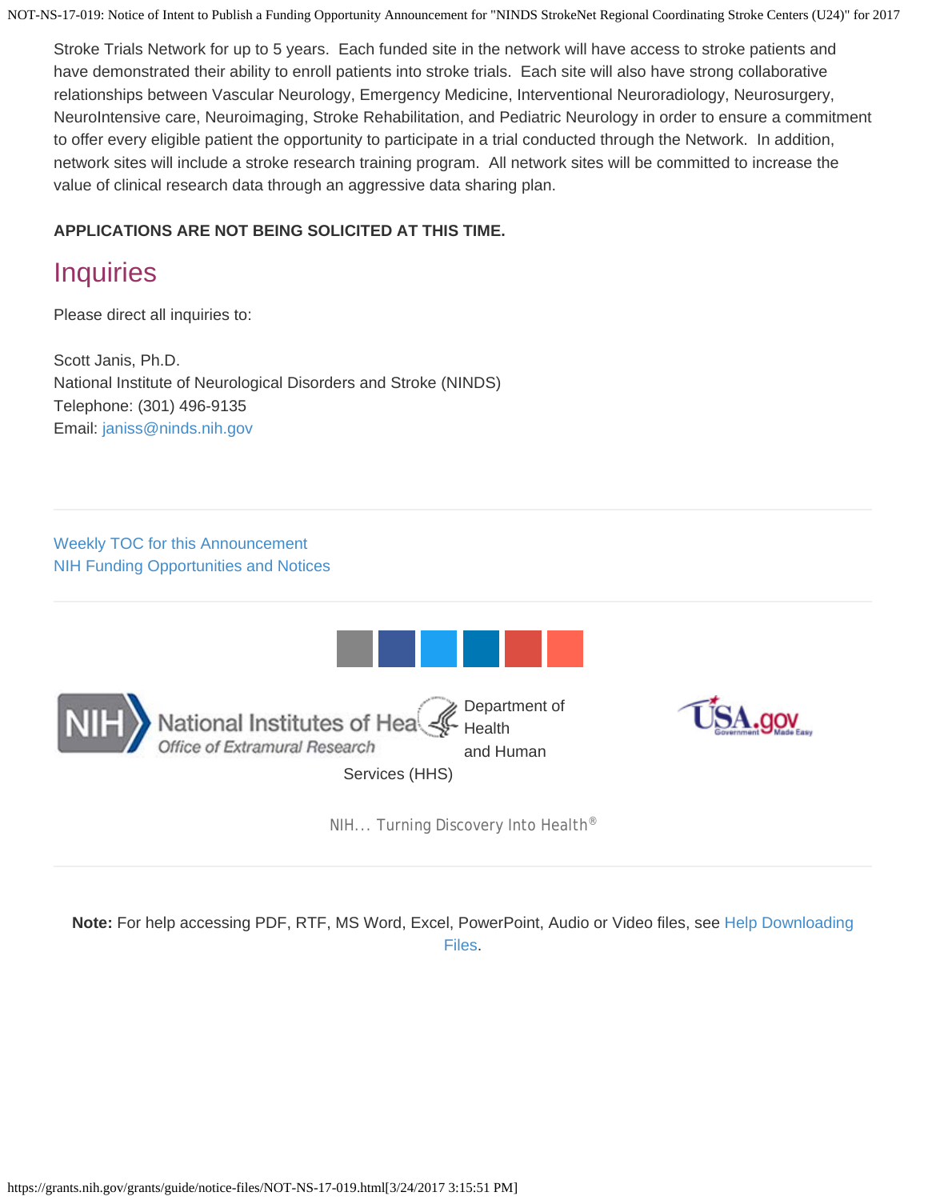Stroke Trials Network for up to 5 years. Each funded site in the network will have access to stroke patients and have demonstrated their ability to enroll patients into stroke trials. Each site will also have strong collaborative relationships between Vascular Neurology, Emergency Medicine, Interventional Neuroradiology, Neurosurgery, NeuroIntensive care, Neuroimaging, Stroke Rehabilitation, and Pediatric Neurology in order to ensure a commitment to offer every eligible patient the opportunity to participate in a trial conducted through the Network. In addition, network sites will include a stroke research training program. All network sites will be committed to increase the value of clinical research data through an aggressive data sharing plan.

**APPLICATIONS ARE NOT BEING SOLICITED AT THIS TIME.**

## Inquiries

Please direct all inquiries to:

Scott Janis, Ph.D.
National Institute of Neurological Disorders and Stroke (NINDS)
Telephone: (301) 496-9135
Email: janiss@ninds.nih.gov

Weekly TOC for this Announcement
NIH Funding Opportunities and Notices

National Institutes of Health
Office of Extramural Research

Department of Health and Human Services (HHS)

USA.gov Government Made Easy

NIH... Turning Discovery Into Health®

**Note:** For help accessing PDF, RTF, MS Word, Excel, PowerPoint, Audio or Video files, see Help Downloading Files.